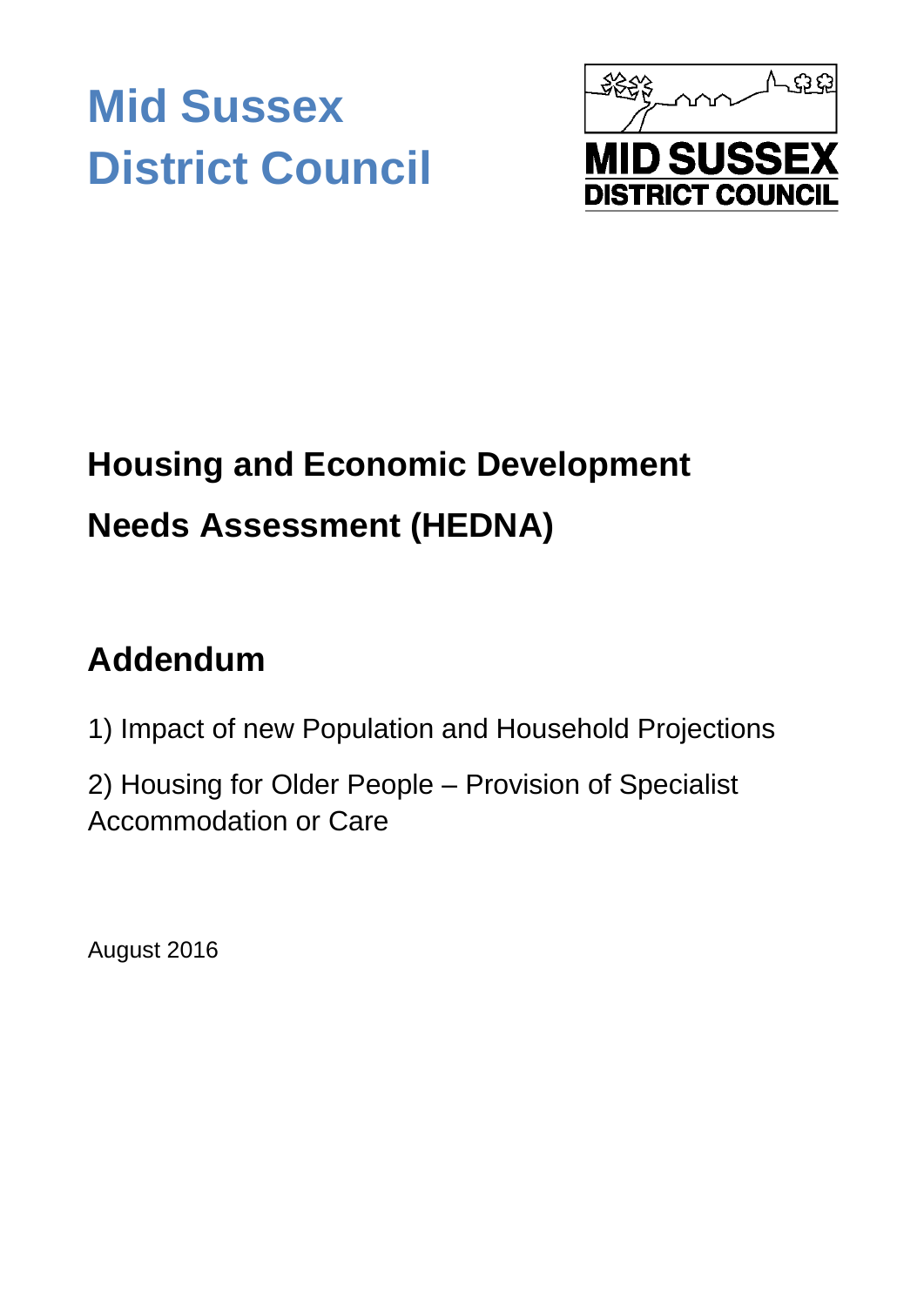# Mid Sussex District Council

## Housing and Economic Development Needs Assessment (HEDNA)

## Addendum

1) Impact of new Population and Household Projections

2) Housing for Older People – Provision of Specialist Accommodation or Care

August 2016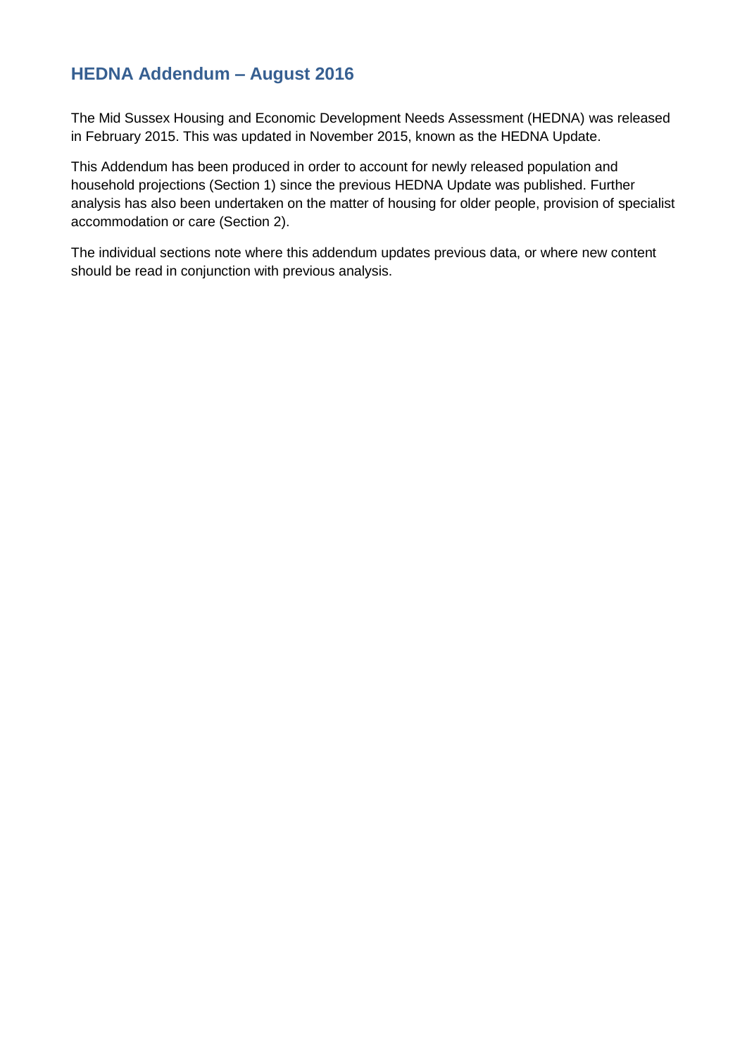## HEDNA Addendum – August 2016

The Mid Sussex Housing and Economic Development Needs Assessment (HEDNA) was released in February 2015. This was updated in November 2015, known as the HEDNA Update.

This Addendum has been produced in order to account for newly released population and household projections (Section 1) since the previous HEDNA Update was published. Further analysis has also been undertaken on the matter of housing for older people, provision of specialist accommodation or care (Section 2).

The individual sections note where this addendum updates previous data, or where new content should be read in conjunction with previous analysis.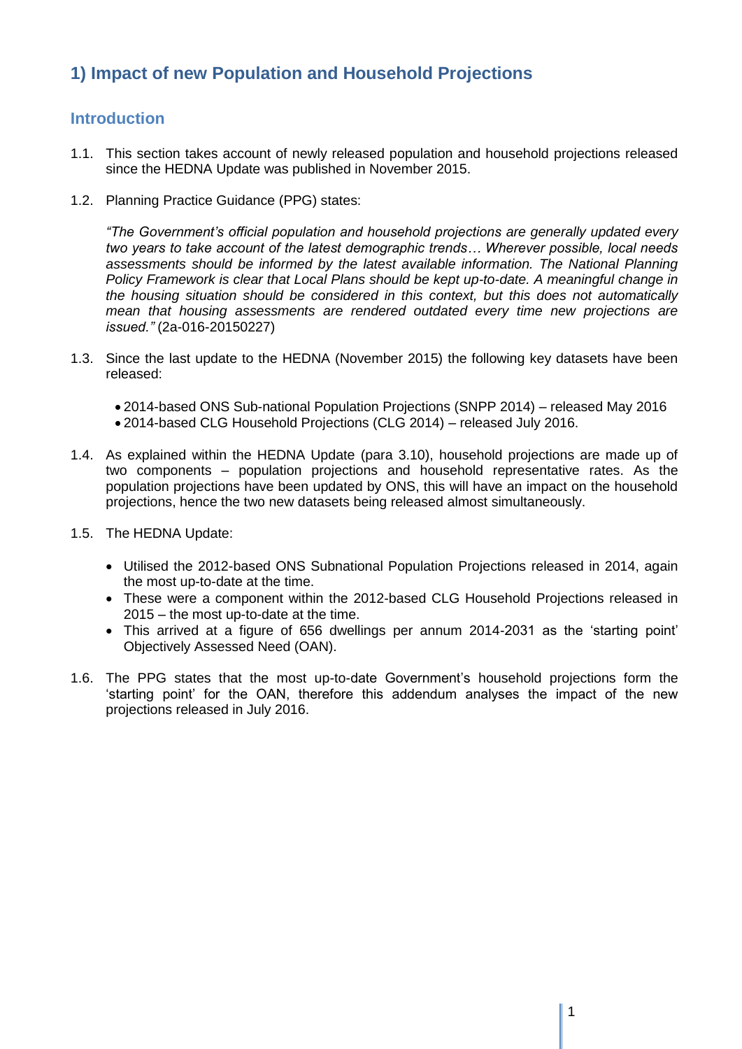## 1) Impact of new Population and Household Projections

### Introduction

1.1. This section takes account of newly released population and household projections released since the HEDNA Update was published in November 2015.

1.2. Planning Practice Guidance (PPG) states:

*"The Government's official population and household projections are generally updated every two years to take account of the latest demographic trends… Wherever possible, local needs assessments should be informed by the latest available information. The National Planning Policy Framework is clear that Local Plans should be kept up-to-date. A meaningful change in the housing situation should be considered in this context, but this does not automatically mean that housing assessments are rendered outdated every time new projections are issued."* (2a-016-20150227)

1.3. Since the last update to the HEDNA (November 2015) the following key datasets have been released:

- 2014-based ONS Sub-national Population Projections (SNPP 2014) – released May 2016
- 2014-based CLG Household Projections (CLG 2014) – released July 2016.

1.4. As explained within the HEDNA Update (para 3.10), household projections are made up of two components – population projections and household representative rates. As the population projections have been updated by ONS, this will have an impact on the household projections, hence the two new datasets being released almost simultaneously.

1.5. The HEDNA Update:

- Utilised the 2012-based ONS Subnational Population Projections released in 2014, again the most up-to-date at the time.
- These were a component within the 2012-based CLG Household Projections released in 2015 – the most up-to-date at the time.
- This arrived at a figure of 656 dwellings per annum 2014-2031 as the 'starting point' Objectively Assessed Need (OAN).

1.6. The PPG states that the most up-to-date Government's household projections form the 'starting point' for the OAN, therefore this addendum analyses the impact of the new projections released in July 2016.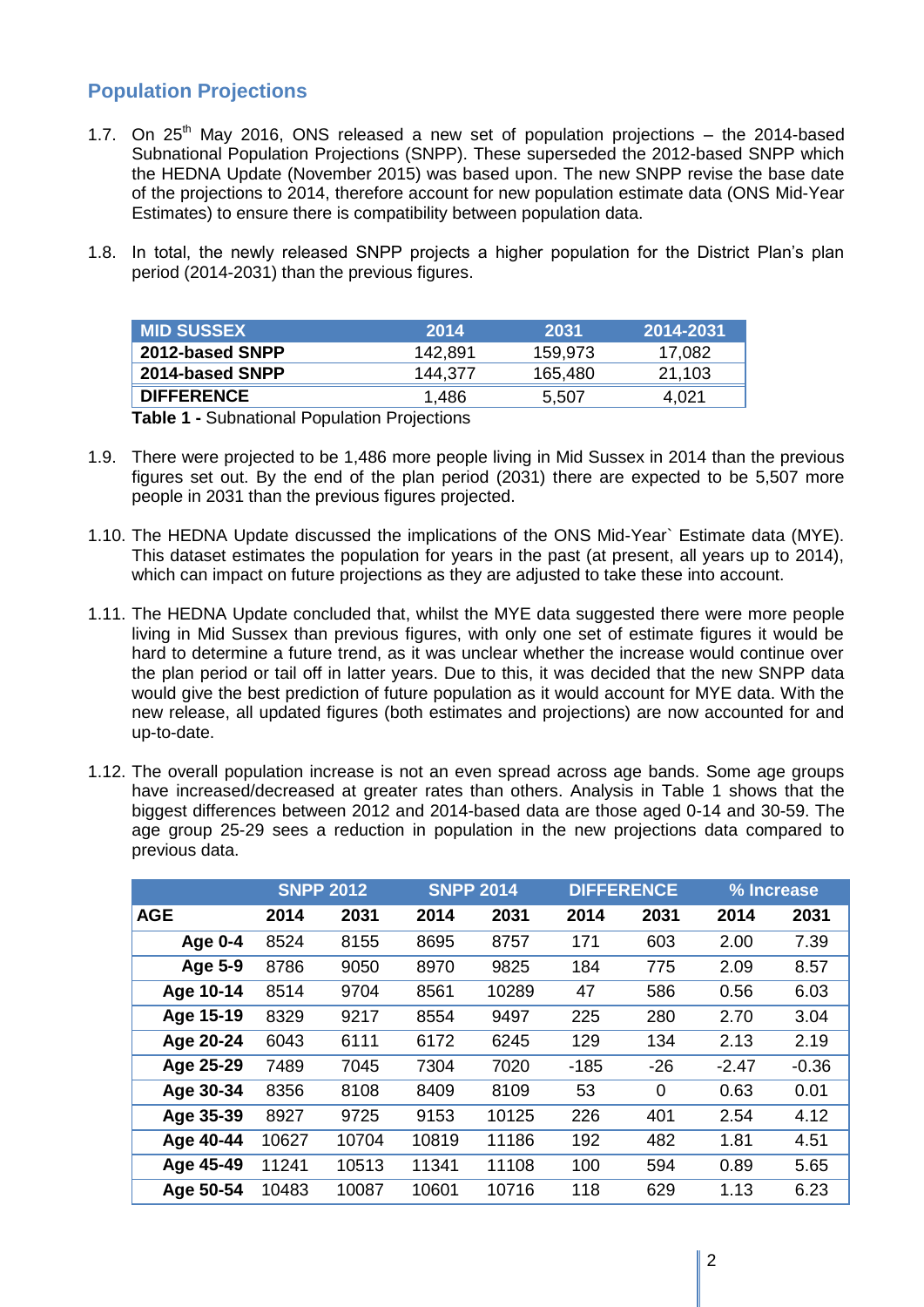## Population Projections

1.7. On 25th May 2016, ONS released a new set of population projections – the 2014-based Subnational Population Projections (SNPP). These superseded the 2012-based SNPP which the HEDNA Update (November 2015) was based upon. The new SNPP revise the base date of the projections to 2014, therefore account for new population estimate data (ONS Mid-Year Estimates) to ensure there is compatibility between population data.

1.8. In total, the newly released SNPP projects a higher population for the District Plan's plan period (2014-2031) than the previous figures.

| MID SUSSEX | 2014 | 2031 | 2014-2031 |
|---|---|---|---|
| **2012-based SNPP** | 142,891 | 159,973 | 17,082 |
| **2014-based SNPP** | 144,377 | 165,480 | 21,103 |
| **DIFFERENCE** | 1,486 | 5,507 | 4,021 |

**Table 1 -** Subnational Population Projections

1.9. There were projected to be 1,486 more people living in Mid Sussex in 2014 than the previous figures set out. By the end of the plan period (2031) there are expected to be 5,507 more people in 2031 than the previous figures projected.

1.10. The HEDNA Update discussed the implications of the ONS Mid-Year` Estimate data (MYE). This dataset estimates the population for years in the past (at present, all years up to 2014), which can impact on future projections as they are adjusted to take these into account.

1.11. The HEDNA Update concluded that, whilst the MYE data suggested there were more people living in Mid Sussex than previous figures, with only one set of estimate figures it would be hard to determine a future trend, as it was unclear whether the increase would continue over the plan period or tail off in latter years. Due to this, it was decided that the new SNPP data would give the best prediction of future population as it would account for MYE data. With the new release, all updated figures (both estimates and projections) are now accounted for and up-to-date.

1.12. The overall population increase is not an even spread across age bands. Some age groups have increased/decreased at greater rates than others. Analysis in Table 1 shows that the biggest differences between 2012 and 2014-based data are those aged 0-14 and 30-59. The age group 25-29 sees a reduction in population in the new projections data compared to previous data.

| | SNPP 2012 | | SNPP 2014 | | DIFFERENCE | | % Increase | |
|---|---|---|---|---|---|---|---|---|
| **AGE** | **2014** | **2031** | **2014** | **2031** | **2014** | **2031** | **2014** | **2031** |
| **Age 0-4** | 8524 | 8155 | 8695 | 8757 | 171 | 603 | 2.00 | 7.39 |
| **Age 5-9** | 8786 | 9050 | 8970 | 9825 | 184 | 775 | 2.09 | 8.57 |
| **Age 10-14** | 8514 | 9704 | 8561 | 10289 | 47 | 586 | 0.56 | 6.03 |
| **Age 15-19** | 8329 | 9217 | 8554 | 9497 | 225 | 280 | 2.70 | 3.04 |
| **Age 20-24** | 6043 | 6111 | 6172 | 6245 | 129 | 134 | 2.13 | 2.19 |
| **Age 25-29** | 7489 | 7045 | 7304 | 7020 | -185 | -26 | -2.47 | -0.36 |
| **Age 30-34** | 8356 | 8108 | 8409 | 8109 | 53 | 0 | 0.63 | 0.01 |
| **Age 35-39** | 8927 | 9725 | 9153 | 10125 | 226 | 401 | 2.54 | 4.12 |
| **Age 40-44** | 10627 | 10704 | 10819 | 11186 | 192 | 482 | 1.81 | 4.51 |
| **Age 45-49** | 11241 | 10513 | 11341 | 11108 | 100 | 594 | 0.89 | 5.65 |
| **Age 50-54** | 10483 | 10087 | 10601 | 10716 | 118 | 629 | 1.13 | 6.23 |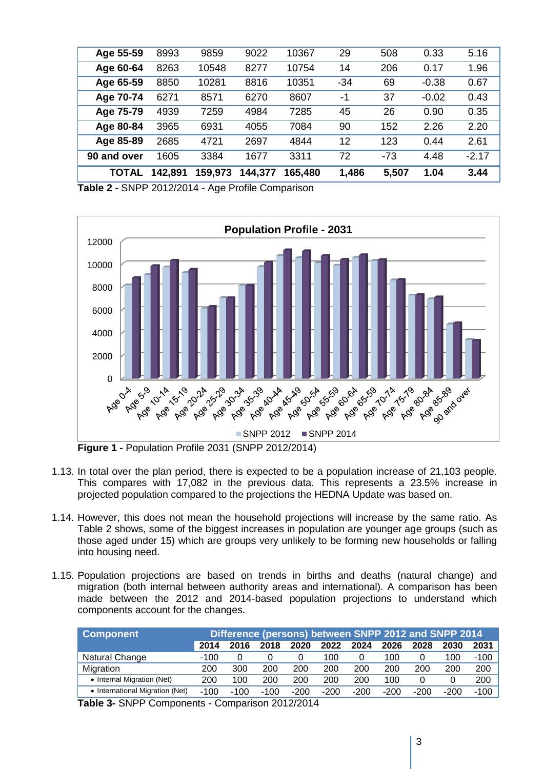| Age 55-59 | 8993 | 9859 | 9022 | 10367 | 29 | 508 | 0.33 | 5.16 |
|---|---|---|---|---|---|---|---|---|
| Age 60-64 | 8263 | 10548 | 8277 | 10754 | 14 | 206 | 0.17 | 1.96 |
| Age 65-59 | 8850 | 10281 | 8816 | 10351 | -34 | 69 | -0.38 | 0.67 |
| Age 70-74 | 6271 | 8571 | 6270 | 8607 | -1 | 37 | -0.02 | 0.43 |
| Age 75-79 | 4939 | 7259 | 4984 | 7285 | 45 | 26 | 0.90 | 0.35 |
| Age 80-84 | 3965 | 6931 | 4055 | 7084 | 90 | 152 | 2.26 | 2.20 |
| Age 85-89 | 2685 | 4721 | 2697 | 4844 | 12 | 123 | 0.44 | 2.61 |
| 90 and over | 1605 | 3384 | 1677 | 3311 | 72 | -73 | 4.48 | -2.17 |
| **TOTAL** | **142,891** | **159,973** | **144,377** | **165,480** | **1,486** | **5,507** | **1.04** | **3.44** |

**Table 2 -** SNPP 2012/2014 - Age Profile Comparison

**Figure 1 -** Population Profile 2031 (SNPP 2012/2014)

1.13. In total over the plan period, there is expected to be a population increase of 21,103 people. This compares with 17,082 in the previous data. This represents a 23.5% increase in projected population compared to the projections the HEDNA Update was based on.

1.14. However, this does not mean the household projections will increase by the same ratio. As Table 2 shows, some of the biggest increases in population are younger age groups (such as those aged under 15) which are groups very unlikely to be forming new households or falling into housing need.

1.15. Population projections are based on trends in births and deaths (natural change) and migration (both internal between authority areas and international). A comparison has been made between the 2012 and 2014-based population projections to understand which components account for the changes.

| Component | Difference (persons) between SNPP 2012 and SNPP 2014 | | | | | | | | | |
|---|---|---|---|---|---|---|---|---|---|---|
| | 2014 | 2016 | 2018 | 2020 | 2022 | 2024 | 2026 | 2028 | 2030 | 2031 |
| Natural Change | -100 | 0 | 0 | 0 | 100 | 0 | 100 | 0 | 100 | -100 |
| Migration | 200 | 300 | 200 | 200 | 200 | 200 | 200 | 200 | 200 | 200 |
| • Internal Migration (Net) | 200 | 100 | 200 | 200 | 200 | 200 | 100 | 0 | 0 | 200 |
| • International Migration (Net) | -100 | -100 | -100 | -200 | -200 | -200 | -200 | -200 | -200 | -100 |

**Table 3-** SNPP Components - Comparison 2012/2014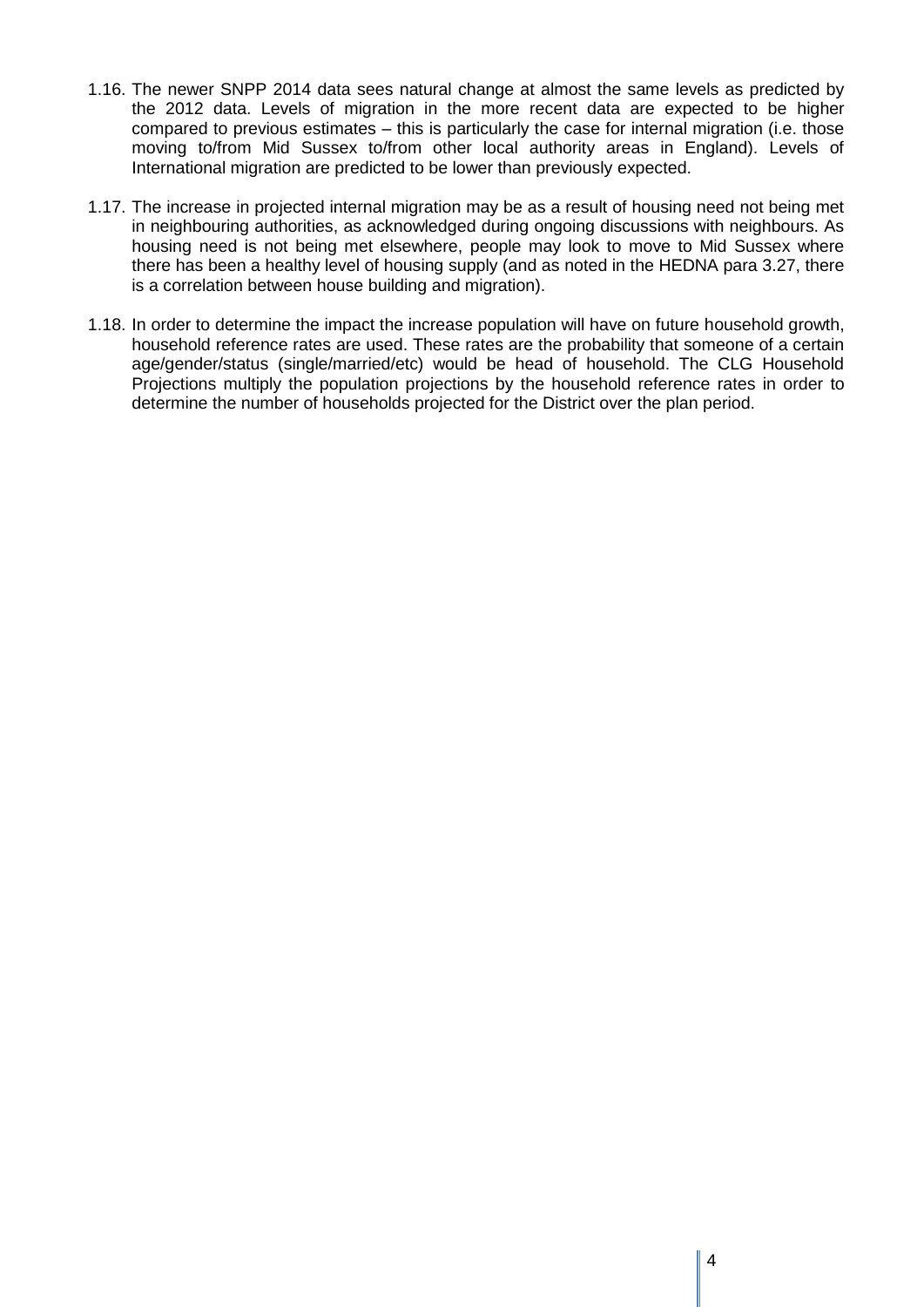1.16. The newer SNPP 2014 data sees natural change at almost the same levels as predicted by the 2012 data. Levels of migration in the more recent data are expected to be higher compared to previous estimates – this is particularly the case for internal migration (i.e. those moving to/from Mid Sussex to/from other local authority areas in England). Levels of International migration are predicted to be lower than previously expected.

1.17. The increase in projected internal migration may be as a result of housing need not being met in neighbouring authorities, as acknowledged during ongoing discussions with neighbours. As housing need is not being met elsewhere, people may look to move to Mid Sussex where there has been a healthy level of housing supply (and as noted in the HEDNA para 3.27, there is a correlation between house building and migration).

1.18. In order to determine the impact the increase population will have on future household growth, household reference rates are used. These rates are the probability that someone of a certain age/gender/status (single/married/etc) would be head of household. The CLG Household Projections multiply the population projections by the household reference rates in order to determine the number of households projected for the District over the plan period.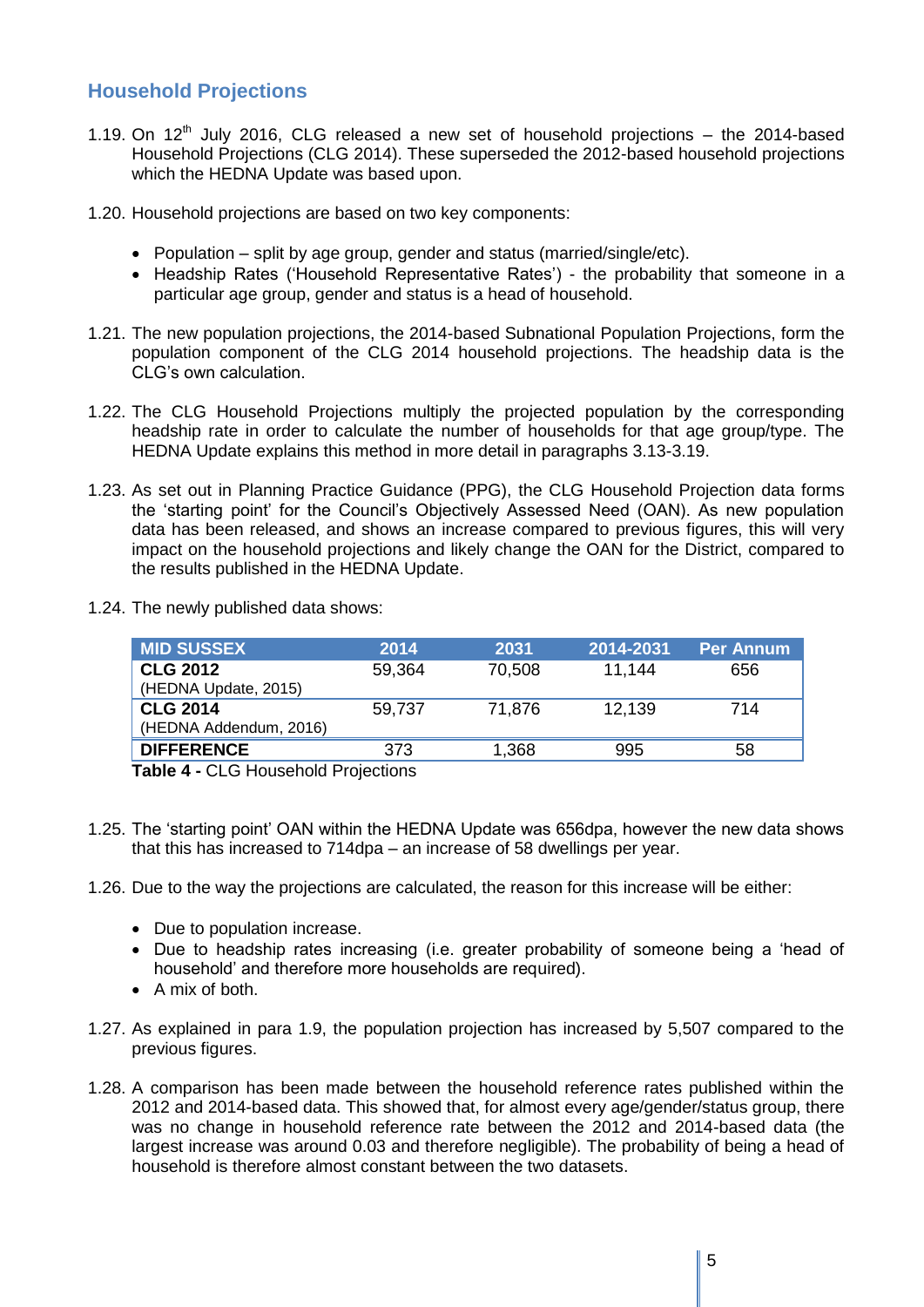## Household Projections

1.19. On 12th July 2016, CLG released a new set of household projections – the 2014-based Household Projections (CLG 2014). These superseded the 2012-based household projections which the HEDNA Update was based upon.

1.20. Household projections are based on two key components:

- Population – split by age group, gender and status (married/single/etc).
- Headship Rates ('Household Representative Rates') - the probability that someone in a particular age group, gender and status is a head of household.

1.21. The new population projections, the 2014-based Subnational Population Projections, form the population component of the CLG 2014 household projections. The headship data is the CLG's own calculation.

1.22. The CLG Household Projections multiply the projected population by the corresponding headship rate in order to calculate the number of households for that age group/type. The HEDNA Update explains this method in more detail in paragraphs 3.13-3.19.

1.23. As set out in Planning Practice Guidance (PPG), the CLG Household Projection data forms the 'starting point' for the Council's Objectively Assessed Need (OAN). As new population data has been released, and shows an increase compared to previous figures, this will very impact on the household projections and likely change the OAN for the District, compared to the results published in the HEDNA Update.

1.24. The newly published data shows:

| MID SUSSEX | 2014 | 2031 | 2014-2031 | Per Annum |
|---|---|---|---|---|
| **CLG 2012** (HEDNA Update, 2015) | 59,364 | 70,508 | 11,144 | 656 |
| **CLG 2014** (HEDNA Addendum, 2016) | 59,737 | 71,876 | 12,139 | 714 |
| **DIFFERENCE** | 373 | 1,368 | 995 | 58 |

**Table 4 -** CLG Household Projections

1.25. The 'starting point' OAN within the HEDNA Update was 656dpa, however the new data shows that this has increased to 714dpa – an increase of 58 dwellings per year.

1.26. Due to the way the projections are calculated, the reason for this increase will be either:

- Due to population increase.
- Due to headship rates increasing (i.e. greater probability of someone being a 'head of household' and therefore more households are required).
- A mix of both.

1.27. As explained in para 1.9, the population projection has increased by 5,507 compared to the previous figures.

1.28. A comparison has been made between the household reference rates published within the 2012 and 2014-based data. This showed that, for almost every age/gender/status group, there was no change in household reference rate between the 2012 and 2014-based data (the largest increase was around 0.03 and therefore negligible). The probability of being a head of household is therefore almost constant between the two datasets.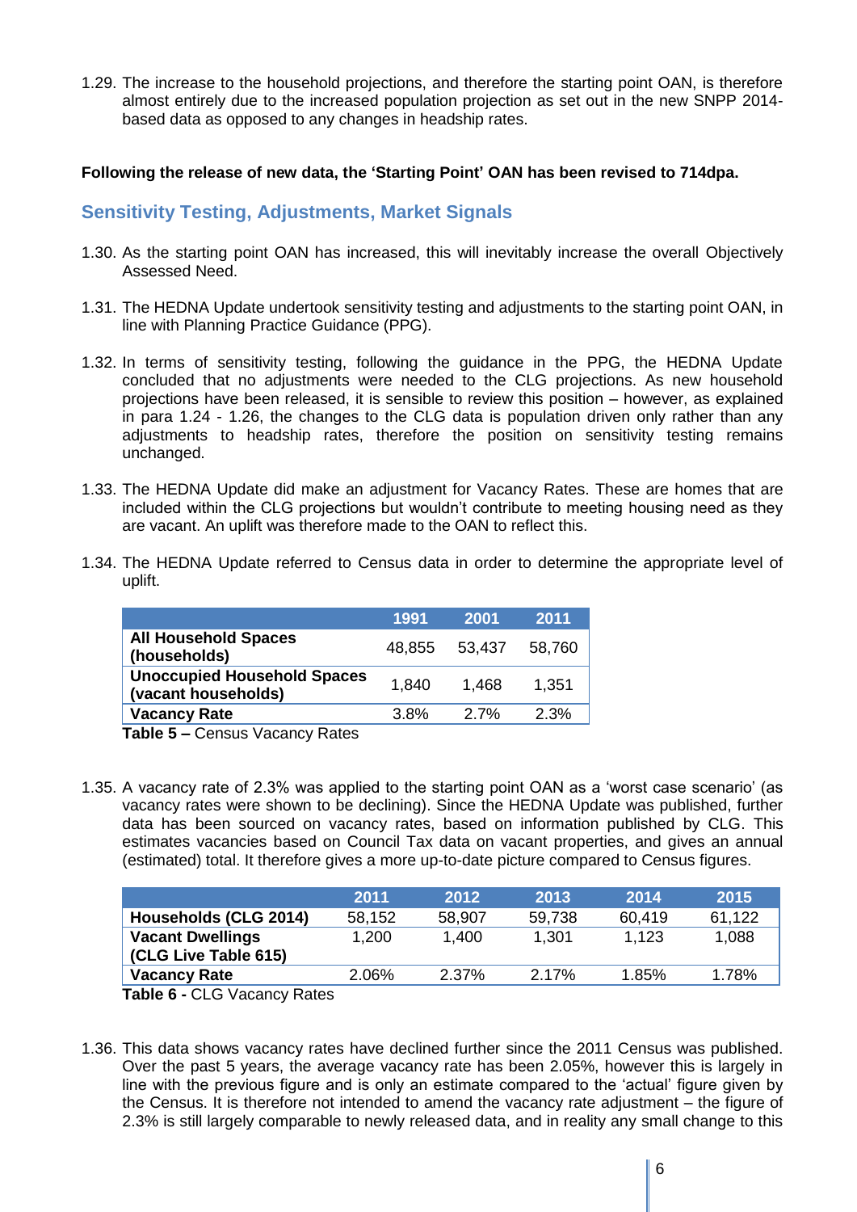1.29. The increase to the household projections, and therefore the starting point OAN, is therefore almost entirely due to the increased population projection as set out in the new SNPP 2014-based data as opposed to any changes in headship rates.

**Following the release of new data, the 'Starting Point' OAN has been revised to 714dpa.**

## Sensitivity Testing, Adjustments, Market Signals

1.30. As the starting point OAN has increased, this will inevitably increase the overall Objectively Assessed Need.

1.31. The HEDNA Update undertook sensitivity testing and adjustments to the starting point OAN, in line with Planning Practice Guidance (PPG).

1.32. In terms of sensitivity testing, following the guidance in the PPG, the HEDNA Update concluded that no adjustments were needed to the CLG projections. As new household projections have been released, it is sensible to review this position – however, as explained in para 1.24 - 1.26, the changes to the CLG data is population driven only rather than any adjustments to headship rates, therefore the position on sensitivity testing remains unchanged.

1.33. The HEDNA Update did make an adjustment for Vacancy Rates. These are homes that are included within the CLG projections but wouldn't contribute to meeting housing need as they are vacant. An uplift was therefore made to the OAN to reflect this.

1.34. The HEDNA Update referred to Census data in order to determine the appropriate level of uplift.

| | 1991 | 2001 | 2011 |
|---|---|---|---|
| **All Household Spaces (households)** | 48,855 | 53,437 | 58,760 |
| **Unoccupied Household Spaces (vacant households)** | 1,840 | 1,468 | 1,351 |
| **Vacancy Rate** | 3.8% | 2.7% | 2.3% |

**Table 5 –** Census Vacancy Rates

1.35. A vacancy rate of 2.3% was applied to the starting point OAN as a 'worst case scenario' (as vacancy rates were shown to be declining). Since the HEDNA Update was published, further data has been sourced on vacancy rates, based on information published by CLG. This estimates vacancies based on Council Tax data on vacant properties, and gives an annual (estimated) total. It therefore gives a more up-to-date picture compared to Census figures.

| | 2011 | 2012 | 2013 | 2014 | 2015 |
|---|---|---|---|---|---|
| **Households (CLG 2014)** | 58,152 | 58,907 | 59,738 | 60,419 | 61,122 |
| **Vacant Dwellings (CLG Live Table 615)** | 1,200 | 1,400 | 1,301 | 1,123 | 1,088 |
| **Vacancy Rate** | 2.06% | 2.37% | 2.17% | 1.85% | 1.78% |

**Table 6 -** CLG Vacancy Rates

1.36. This data shows vacancy rates have declined further since the 2011 Census was published. Over the past 5 years, the average vacancy rate has been 2.05%, however this is largely in line with the previous figure and is only an estimate compared to the 'actual' figure given by the Census. It is therefore not intended to amend the vacancy rate adjustment – the figure of 2.3% is still largely comparable to newly released data, and in reality any small change to this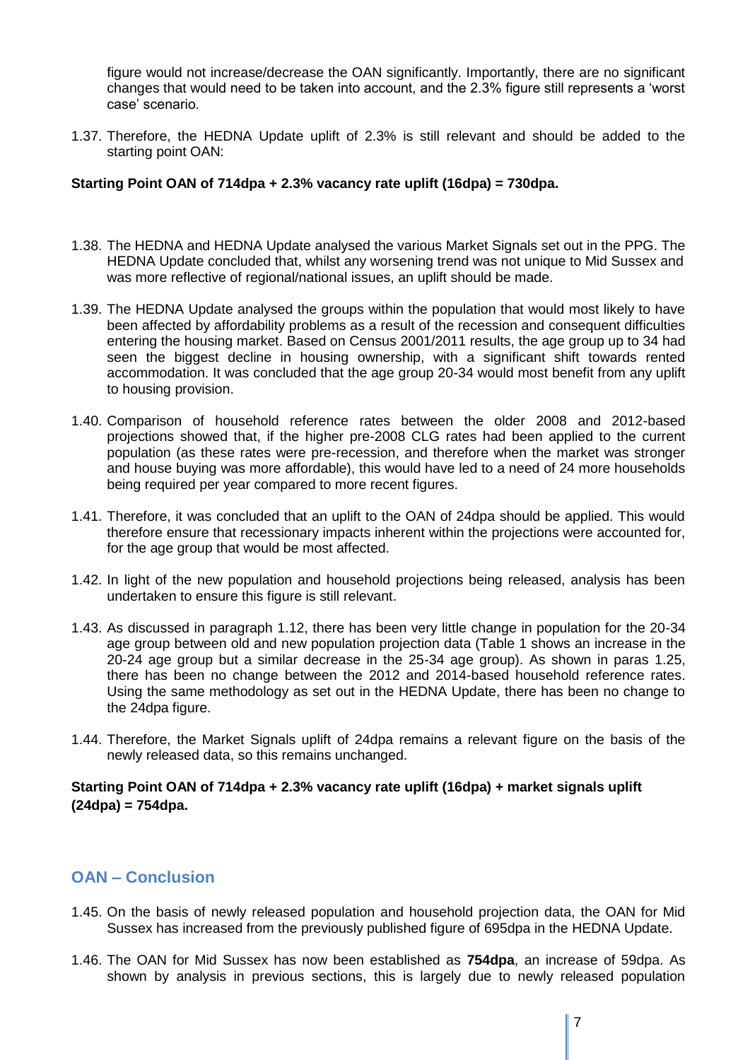figure would not increase/decrease the OAN significantly. Importantly, there are no significant changes that would need to be taken into account, and the 2.3% figure still represents a 'worst case' scenario.

1.37. Therefore, the HEDNA Update uplift of 2.3% is still relevant and should be added to the starting point OAN:

**Starting Point OAN of 714dpa + 2.3% vacancy rate uplift (16dpa) = 730dpa.**

1.38. The HEDNA and HEDNA Update analysed the various Market Signals set out in the PPG. The HEDNA Update concluded that, whilst any worsening trend was not unique to Mid Sussex and was more reflective of regional/national issues, an uplift should be made.

1.39. The HEDNA Update analysed the groups within the population that would most likely to have been affected by affordability problems as a result of the recession and consequent difficulties entering the housing market. Based on Census 2001/2011 results, the age group up to 34 had seen the biggest decline in housing ownership, with a significant shift towards rented accommodation. It was concluded that the age group 20-34 would most benefit from any uplift to housing provision.

1.40. Comparison of household reference rates between the older 2008 and 2012-based projections showed that, if the higher pre-2008 CLG rates had been applied to the current population (as these rates were pre-recession, and therefore when the market was stronger and house buying was more affordable), this would have led to a need of 24 more households being required per year compared to more recent figures.

1.41. Therefore, it was concluded that an uplift to the OAN of 24dpa should be applied. This would therefore ensure that recessionary impacts inherent within the projections were accounted for, for the age group that would be most affected.

1.42. In light of the new population and household projections being released, analysis has been undertaken to ensure this figure is still relevant.

1.43. As discussed in paragraph 1.12, there has been very little change in population for the 20-34 age group between old and new population projection data (Table 1 shows an increase in the 20-24 age group but a similar decrease in the 25-34 age group). As shown in paras 1.25, there has been no change between the 2012 and 2014-based household reference rates. Using the same methodology as set out in the HEDNA Update, there has been no change to the 24dpa figure.

1.44. Therefore, the Market Signals uplift of 24dpa remains a relevant figure on the basis of the newly released data, so this remains unchanged.

**Starting Point OAN of 714dpa + 2.3% vacancy rate uplift (16dpa) + market signals uplift (24dpa) = 754dpa.**

## OAN – Conclusion

1.45. On the basis of newly released population and household projection data, the OAN for Mid Sussex has increased from the previously published figure of 695dpa in the HEDNA Update.

1.46. The OAN for Mid Sussex has now been established as **754dpa**, an increase of 59dpa. As shown by analysis in previous sections, this is largely due to newly released population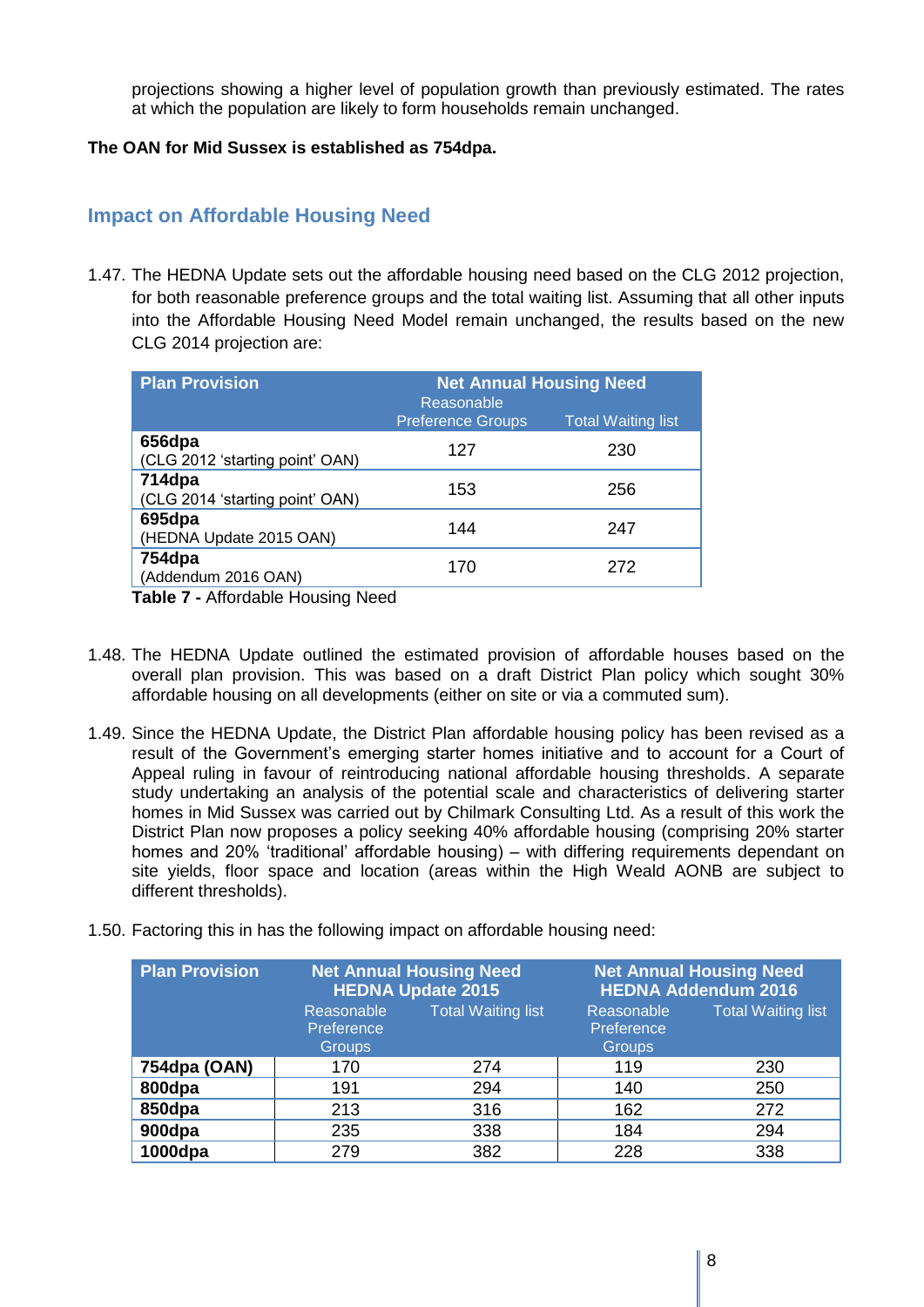projections showing a higher level of population growth than previously estimated. The rates at which the population are likely to form households remain unchanged.

**The OAN for Mid Sussex is established as 754dpa.**

## Impact on Affordable Housing Need

1.47. The HEDNA Update sets out the affordable housing need based on the CLG 2012 projection, for both reasonable preference groups and the total waiting list. Assuming that all other inputs into the Affordable Housing Need Model remain unchanged, the results based on the new CLG 2014 projection are:

| Plan Provision | Net Annual Housing Need | |
|---|---|---|
| | Reasonable Preference Groups | Total Waiting list |
| **656dpa** (CLG 2012 'starting point' OAN) | 127 | 230 |
| **714dpa** (CLG 2014 'starting point' OAN) | 153 | 256 |
| **695dpa** (HEDNA Update 2015 OAN) | 144 | 247 |
| **754dpa** (Addendum 2016 OAN) | 170 | 272 |

**Table 7 -** Affordable Housing Need

1.48. The HEDNA Update outlined the estimated provision of affordable houses based on the overall plan provision. This was based on a draft District Plan policy which sought 30% affordable housing on all developments (either on site or via a commuted sum).

1.49. Since the HEDNA Update, the District Plan affordable housing policy has been revised as a result of the Government's emerging starter homes initiative and to account for a Court of Appeal ruling in favour of reintroducing national affordable housing thresholds. A separate study undertaking an analysis of the potential scale and characteristics of delivering starter homes in Mid Sussex was carried out by Chilmark Consulting Ltd. As a result of this work the District Plan now proposes a policy seeking 40% affordable housing (comprising 20% starter homes and 20% 'traditional' affordable housing) – with differing requirements dependant on site yields, floor space and location (areas within the High Weald AONB are subject to different thresholds).

1.50. Factoring this in has the following impact on affordable housing need:

| Plan Provision | Net Annual Housing Need HEDNA Update 2015 | | Net Annual Housing Need HEDNA Addendum 2016 | |
|---|---|---|---|---|
| | Reasonable Preference Groups | Total Waiting list | Reasonable Preference Groups | Total Waiting list |
| **754dpa (OAN)** | 170 | 274 | 119 | 230 |
| **800dpa** | 191 | 294 | 140 | 250 |
| **850dpa** | 213 | 316 | 162 | 272 |
| **900dpa** | 235 | 338 | 184 | 294 |
| **1000dpa** | 279 | 382 | 228 | 338 |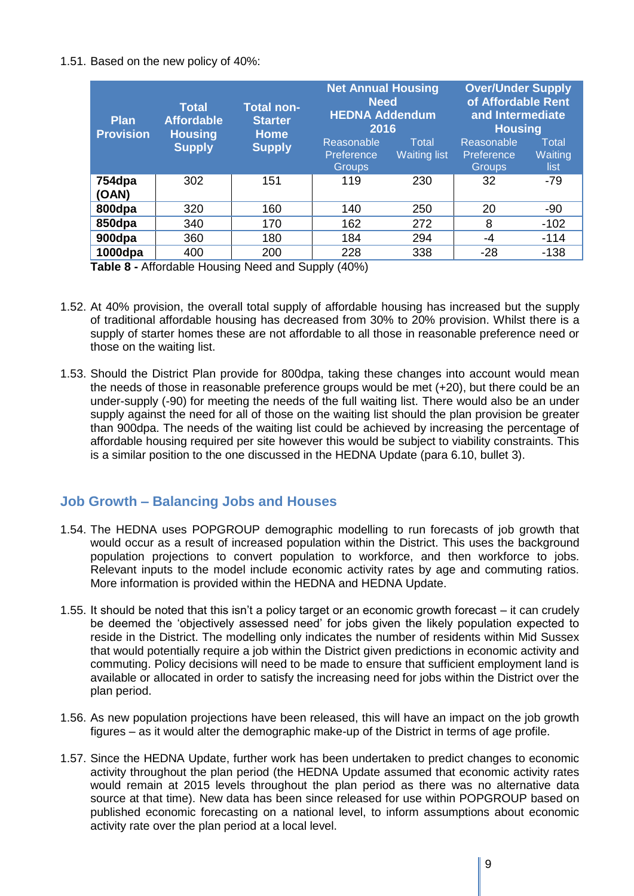1.51. Based on the new policy of 40%:

| Plan Provision | Total Affordable Housing Supply | Total non-Starter Home Supply | Net Annual Housing Need HEDNA Addendum 2016 | | Over/Under Supply of Affordable Rent and Intermediate Housing | |
|---|---|---|---|---|---|---|
| | | | Reasonable Preference Groups | Total Waiting list | Reasonable Preference Groups | Total Waiting list |
| **754dpa (OAN)** | 302 | 151 | 119 | 230 | 32 | -79 |
| **800dpa** | 320 | 160 | 140 | 250 | 20 | -90 |
| **850dpa** | 340 | 170 | 162 | 272 | 8 | -102 |
| **900dpa** | 360 | 180 | 184 | 294 | -4 | -114 |
| **1000dpa** | 400 | 200 | 228 | 338 | -28 | -138 |

**Table 8 -** Affordable Housing Need and Supply (40%)

1.52. At 40% provision, the overall total supply of affordable housing has increased but the supply of traditional affordable housing has decreased from 30% to 20% provision. Whilst there is a supply of starter homes these are not affordable to all those in reasonable preference need or those on the waiting list.

1.53. Should the District Plan provide for 800dpa, taking these changes into account would mean the needs of those in reasonable preference groups would be met (+20), but there could be an under-supply (-90) for meeting the needs of the full waiting list. There would also be an under supply against the need for all of those on the waiting list should the plan provision be greater than 900dpa. The needs of the waiting list could be achieved by increasing the percentage of affordable housing required per site however this would be subject to viability constraints. This is a similar position to the one discussed in the HEDNA Update (para 6.10, bullet 3).

## Job Growth – Balancing Jobs and Houses

1.54. The HEDNA uses POPGROUP demographic modelling to run forecasts of job growth that would occur as a result of increased population within the District. This uses the background population projections to convert population to workforce, and then workforce to jobs. Relevant inputs to the model include economic activity rates by age and commuting ratios. More information is provided within the HEDNA and HEDNA Update.

1.55. It should be noted that this isn't a policy target or an economic growth forecast – it can crudely be deemed the 'objectively assessed need' for jobs given the likely population expected to reside in the District. The modelling only indicates the number of residents within Mid Sussex that would potentially require a job within the District given predictions in economic activity and commuting. Policy decisions will need to be made to ensure that sufficient employment land is available or allocated in order to satisfy the increasing need for jobs within the District over the plan period.

1.56. As new population projections have been released, this will have an impact on the job growth figures – as it would alter the demographic make-up of the District in terms of age profile.

1.57. Since the HEDNA Update, further work has been undertaken to predict changes to economic activity throughout the plan period (the HEDNA Update assumed that economic activity rates would remain at 2015 levels throughout the plan period as there was no alternative data source at that time). New data has been since released for use within POPGROUP based on published economic forecasting on a national level, to inform assumptions about economic activity rate over the plan period at a local level.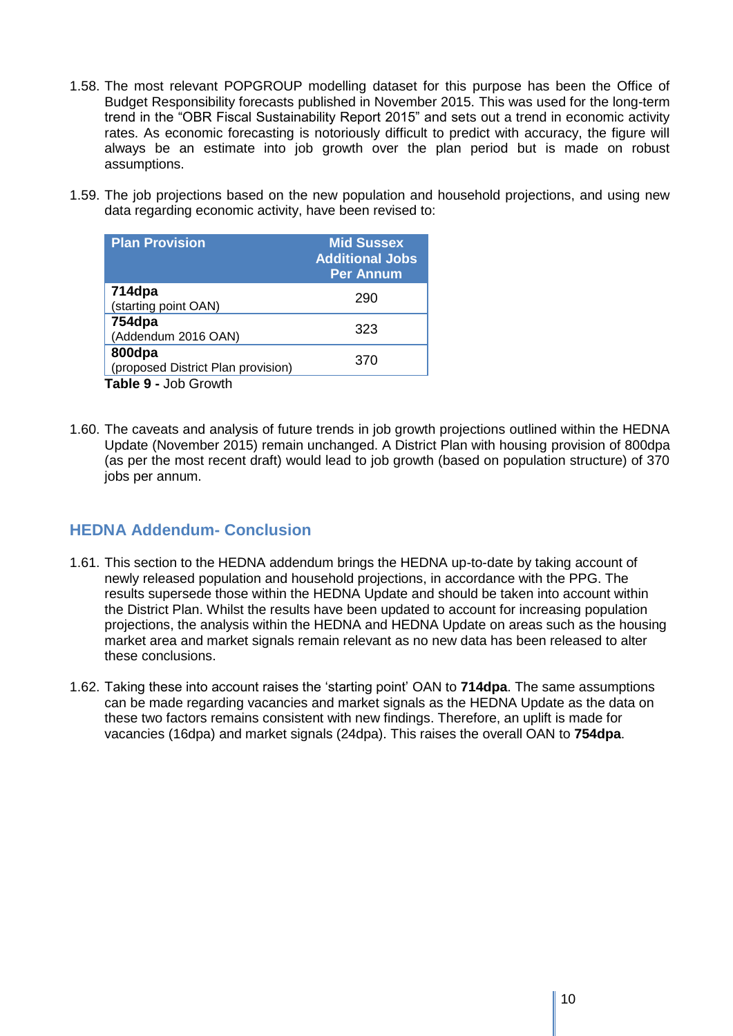1.58. The most relevant POPGROUP modelling dataset for this purpose has been the Office of Budget Responsibility forecasts published in November 2015. This was used for the long-term trend in the "OBR Fiscal Sustainability Report 2015" and sets out a trend in economic activity rates. As economic forecasting is notoriously difficult to predict with accuracy, the figure will always be an estimate into job growth over the plan period but is made on robust assumptions.

1.59. The job projections based on the new population and household projections, and using new data regarding economic activity, have been revised to:

| Plan Provision | Mid Sussex Additional Jobs Per Annum |
|---|---|
| **714dpa** (starting point OAN) | 290 |
| **754dpa** (Addendum 2016 OAN) | 323 |
| **800dpa** (proposed District Plan provision) | 370 |

**Table 9 -** Job Growth

1.60. The caveats and analysis of future trends in job growth projections outlined within the HEDNA Update (November 2015) remain unchanged. A District Plan with housing provision of 800dpa (as per the most recent draft) would lead to job growth (based on population structure) of 370 jobs per annum.

## HEDNA Addendum- Conclusion

1.61. This section to the HEDNA addendum brings the HEDNA up-to-date by taking account of newly released population and household projections, in accordance with the PPG. The results supersede those within the HEDNA Update and should be taken into account within the District Plan. Whilst the results have been updated to account for increasing population projections, the analysis within the HEDNA and HEDNA Update on areas such as the housing market area and market signals remain relevant as no new data has been released to alter these conclusions.

1.62. Taking these into account raises the 'starting point' OAN to **714dpa**. The same assumptions can be made regarding vacancies and market signals as the HEDNA Update as the data on these two factors remains consistent with new findings. Therefore, an uplift is made for vacancies (16dpa) and market signals (24dpa). This raises the overall OAN to **754dpa**.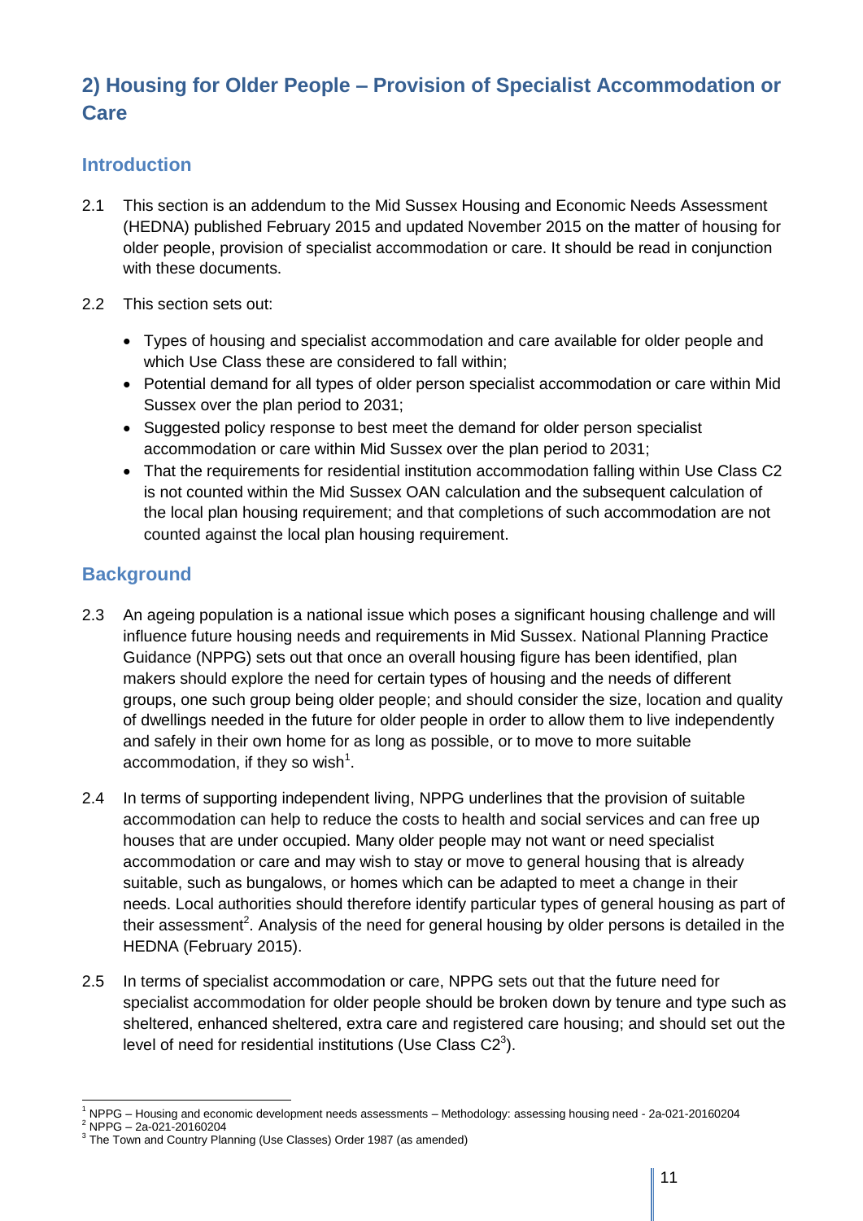## 2) Housing for Older People – Provision of Specialist Accommodation or Care

### Introduction

2.1 This section is an addendum to the Mid Sussex Housing and Economic Needs Assessment (HEDNA) published February 2015 and updated November 2015 on the matter of housing for older people, provision of specialist accommodation or care. It should be read in conjunction with these documents.

2.2 This section sets out:

- Types of housing and specialist accommodation and care available for older people and which Use Class these are considered to fall within;
- Potential demand for all types of older person specialist accommodation or care within Mid Sussex over the plan period to 2031;
- Suggested policy response to best meet the demand for older person specialist accommodation or care within Mid Sussex over the plan period to 2031;
- That the requirements for residential institution accommodation falling within Use Class C2 is not counted within the Mid Sussex OAN calculation and the subsequent calculation of the local plan housing requirement; and that completions of such accommodation are not counted against the local plan housing requirement.

### Background

2.3 An ageing population is a national issue which poses a significant housing challenge and will influence future housing needs and requirements in Mid Sussex. National Planning Practice Guidance (NPPG) sets out that once an overall housing figure has been identified, plan makers should explore the need for certain types of housing and the needs of different groups, one such group being older people; and should consider the size, location and quality of dwellings needed in the future for older people in order to allow them to live independently and safely in their own home for as long as possible, or to move to more suitable accommodation, if they so wish[1].

2.4 In terms of supporting independent living, NPPG underlines that the provision of suitable accommodation can help to reduce the costs to health and social services and can free up houses that are under occupied. Many older people may not want or need specialist accommodation or care and may wish to stay or move to general housing that is already suitable, such as bungalows, or homes which can be adapted to meet a change in their needs. Local authorities should therefore identify particular types of general housing as part of their assessment[2]. Analysis of the need for general housing by older persons is detailed in the HEDNA (February 2015).

2.5 In terms of specialist accommodation or care, NPPG sets out that the future need for specialist accommodation for older people should be broken down by tenure and type such as sheltered, enhanced sheltered, extra care and registered care housing; and should set out the level of need for residential institutions (Use Class C2[3]).

[1] NPPG – Housing and economic development needs assessments – Methodology: assessing housing need - 2a-021-20160204
[2] NPPG – 2a-021-20160204
[3] The Town and Country Planning (Use Classes) Order 1987 (as amended)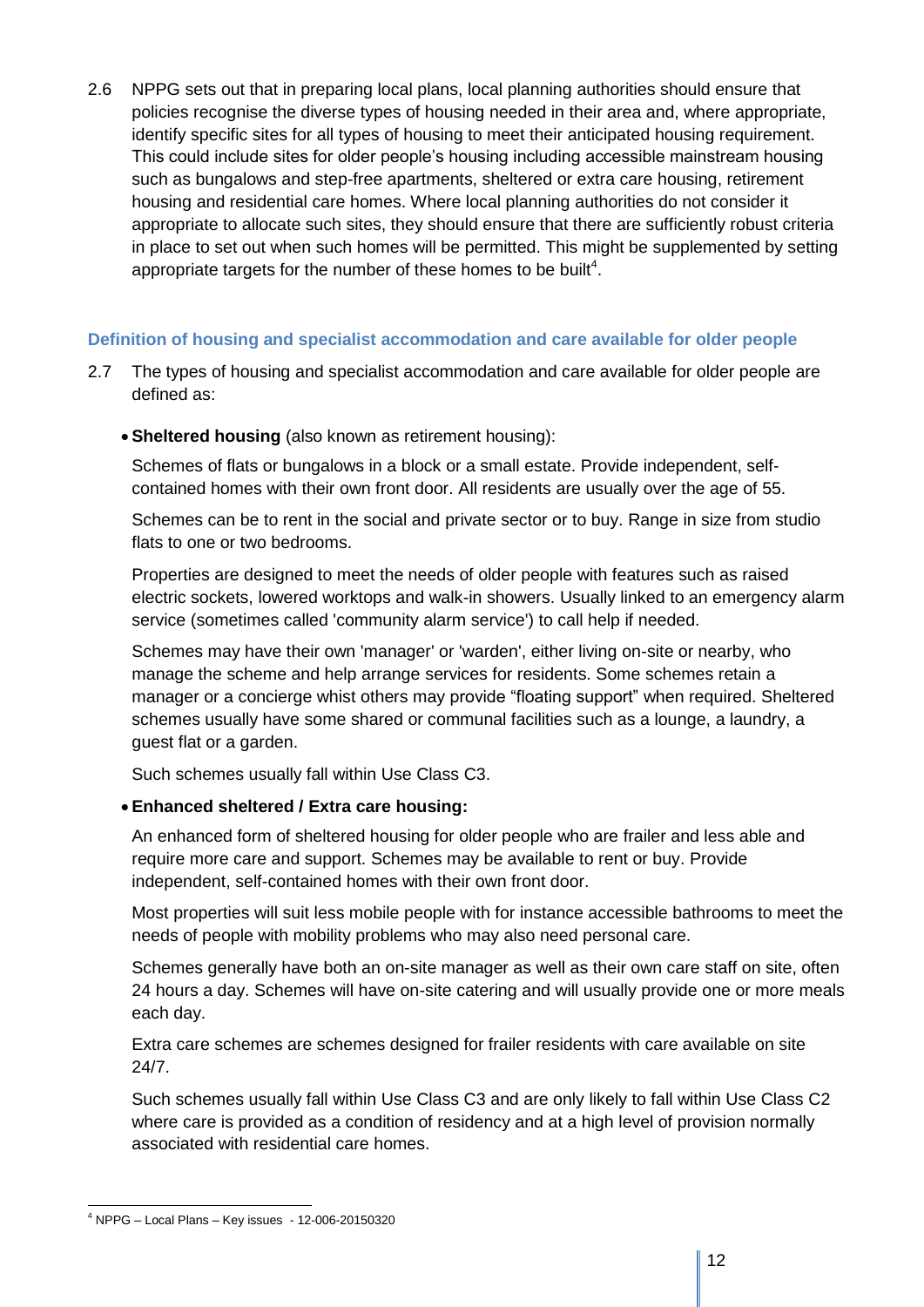2.6 NPPG sets out that in preparing local plans, local planning authorities should ensure that policies recognise the diverse types of housing needed in their area and, where appropriate, identify specific sites for all types of housing to meet their anticipated housing requirement. This could include sites for older people's housing including accessible mainstream housing such as bungalows and step-free apartments, sheltered or extra care housing, retirement housing and residential care homes. Where local planning authorities do not consider it appropriate to allocate such sites, they should ensure that there are sufficiently robust criteria in place to set out when such homes will be permitted. This might be supplemented by setting appropriate targets for the number of these homes to be built[4].

### Definition of housing and specialist accommodation and care available for older people

2.7 The types of housing and specialist accommodation and care available for older people are defined as:

- **Sheltered housing** (also known as retirement housing):

  Schemes of flats or bungalows in a block or a small estate. Provide independent, self-contained homes with their own front door. All residents are usually over the age of 55.

  Schemes can be to rent in the social and private sector or to buy. Range in size from studio flats to one or two bedrooms.

  Properties are designed to meet the needs of older people with features such as raised electric sockets, lowered worktops and walk-in showers. Usually linked to an emergency alarm service (sometimes called 'community alarm service') to call help if needed.

  Schemes may have their own 'manager' or 'warden', either living on-site or nearby, who manage the scheme and help arrange services for residents. Some schemes retain a manager or a concierge whilst others may provide "floating support" when required. Sheltered schemes usually have some shared or communal facilities such as a lounge, a laundry, a guest flat or a garden.

  Such schemes usually fall within Use Class C3.

- **Enhanced sheltered / Extra care housing:**

  An enhanced form of sheltered housing for older people who are frailer and less able and require more care and support. Schemes may be available to rent or buy. Provide independent, self-contained homes with their own front door.

  Most properties will suit less mobile people with for instance accessible bathrooms to meet the needs of people with mobility problems who may also need personal care.

  Schemes generally have both an on-site manager as well as their own care staff on site, often 24 hours a day. Schemes will have on-site catering and will usually provide one or more meals each day.

  Extra care schemes are schemes designed for frailer residents with care available on site 24/7.

  Such schemes usually fall within Use Class C3 and are only likely to fall within Use Class C2 where care is provided as a condition of residency and at a high level of provision normally associated with residential care homes.

---

[4] NPPG – Local Plans – Key issues - 12-006-20150320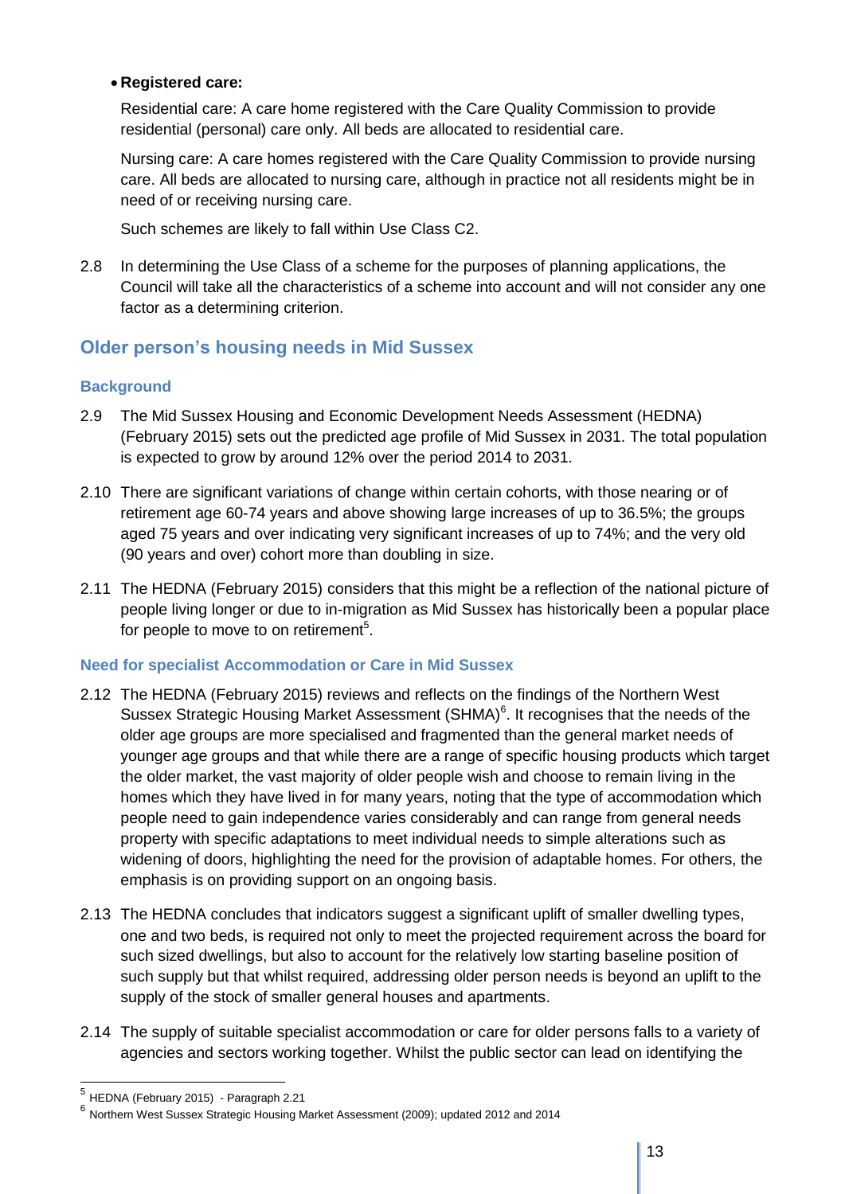- **Registered care:**

  Residential care: A care home registered with the Care Quality Commission to provide residential (personal) care only. All beds are allocated to residential care.

  Nursing care: A care homes registered with the Care Quality Commission to provide nursing care. All beds are allocated to nursing care, although in practice not all residents might be in need of or receiving nursing care.

  Such schemes are likely to fall within Use Class C2.

2.8 In determining the Use Class of a scheme for the purposes of planning applications, the Council will take all the characteristics of a scheme into account and will not consider any one factor as a determining criterion.

## Older person's housing needs in Mid Sussex

### Background

2.9 The Mid Sussex Housing and Economic Development Needs Assessment (HEDNA) (February 2015) sets out the predicted age profile of Mid Sussex in 2031. The total population is expected to grow by around 12% over the period 2014 to 2031.

2.10 There are significant variations of change within certain cohorts, with those nearing or of retirement age 60-74 years and above showing large increases of up to 36.5%; the groups aged 75 years and over indicating very significant increases of up to 74%; and the very old (90 years and over) cohort more than doubling in size.

2.11 The HEDNA (February 2015) considers that this might be a reflection of the national picture of people living longer or due to in-migration as Mid Sussex has historically been a popular place for people to move to on retirement[5].

### Need for specialist Accommodation or Care in Mid Sussex

2.12 The HEDNA (February 2015) reviews and reflects on the findings of the Northern West Sussex Strategic Housing Market Assessment (SHMA)[6]. It recognises that the needs of the older age groups are more specialised and fragmented than the general market needs of younger age groups and that while there are a range of specific housing products which target the older market, the vast majority of older people wish and choose to remain living in the homes which they have lived in for many years, noting that the type of accommodation which people need to gain independence varies considerably and can range from general needs property with specific adaptations to meet individual needs to simple alterations such as widening of doors, highlighting the need for the provision of adaptable homes. For others, the emphasis is on providing support on an ongoing basis.

2.13 The HEDNA concludes that indicators suggest a significant uplift of smaller dwelling types, one and two beds, is required not only to meet the projected requirement across the board for such sized dwellings, but also to account for the relatively low starting baseline position of such supply but that whilst required, addressing older person needs is beyond an uplift to the supply of the stock of smaller general houses and apartments.

2.14 The supply of suitable specialist accommodation or care for older persons falls to a variety of agencies and sectors working together. Whilst the public sector can lead on identifying the

---

[5] HEDNA (February 2015) - Paragraph 2.21

[6] Northern West Sussex Strategic Housing Market Assessment (2009); updated 2012 and 2014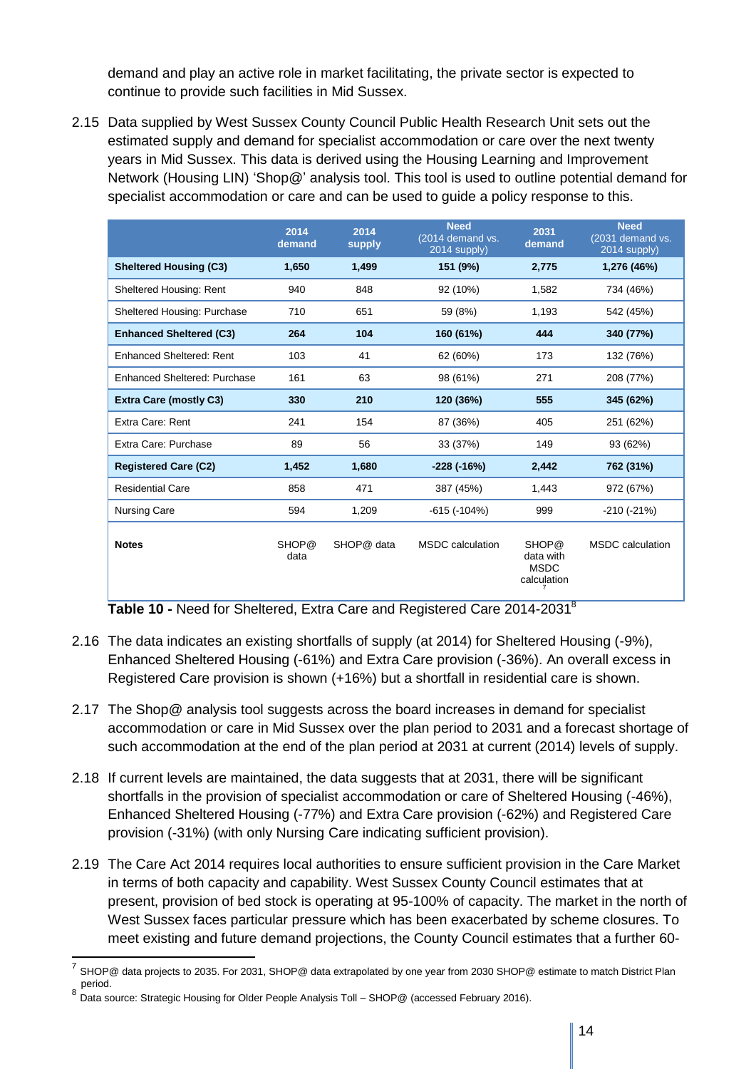demand and play an active role in market facilitating, the private sector is expected to continue to provide such facilities in Mid Sussex.

2.15 Data supplied by West Sussex County Council Public Health Research Unit sets out the estimated supply and demand for specialist accommodation or care over the next twenty years in Mid Sussex. This data is derived using the Housing Learning and Improvement Network (Housing LIN) 'Shop@' analysis tool. This tool is used to outline potential demand for specialist accommodation or care and can be used to guide a policy response to this.

| | 2014 demand | 2014 supply | Need (2014 demand vs. 2014 supply) | 2031 demand | Need (2031 demand vs. 2014 supply) |
|---|---|---|---|---|---|
| **Sheltered Housing (C3)** | **1,650** | **1,499** | **151 (9%)** | **2,775** | **1,276 (46%)** |
| Sheltered Housing: Rent | 940 | 848 | 92 (10%) | 1,582 | 734 (46%) |
| Sheltered Housing: Purchase | 710 | 651 | 59 (8%) | 1,193 | 542 (45%) |
| **Enhanced Sheltered (C3)** | **264** | **104** | **160 (61%)** | **444** | **340 (77%)** |
| Enhanced Sheltered: Rent | 103 | 41 | 62 (60%) | 173 | 132 (76%) |
| Enhanced Sheltered: Purchase | 161 | 63 | 98 (61%) | 271 | 208 (77%) |
| **Extra Care (mostly C3)** | **330** | **210** | **120 (36%)** | **555** | **345 (62%)** |
| Extra Care: Rent | 241 | 154 | 87 (36%) | 405 | 251 (62%) |
| Extra Care: Purchase | 89 | 56 | 33 (37%) | 149 | 93 (62%) |
| **Registered Care (C2)** | **1,452** | **1,680** | **-228 (-16%)** | **2,442** | **762 (31%)** |
| Residential Care | 858 | 471 | 387 (45%) | 1,443 | 972 (67%) |
| Nursing Care | 594 | 1,209 | -615 (-104%) | 999 | -210 (-21%) |
| **Notes** | SHOP@ data | SHOP@ data | MSDC calculation | SHOP@ data with MSDC calculation [7] | MSDC calculation |

**Table 10 -** Need for Sheltered, Extra Care and Registered Care 2014-2031[8]

2.16 The data indicates an existing shortfalls of supply (at 2014) for Sheltered Housing (-9%), Enhanced Sheltered Housing (-61%) and Extra Care provision (-36%). An overall excess in Registered Care provision is shown (+16%) but a shortfall in residential care is shown.

2.17 The Shop@ analysis tool suggests across the board increases in demand for specialist accommodation or care in Mid Sussex over the plan period to 2031 and a forecast shortage of such accommodation at the end of the plan period at 2031 at current (2014) levels of supply.

2.18 If current levels are maintained, the data suggests that at 2031, there will be significant shortfalls in the provision of specialist accommodation or care of Sheltered Housing (-46%), Enhanced Sheltered Housing (-77%) and Extra Care provision (-62%) and Registered Care provision (-31%) (with only Nursing Care indicating sufficient provision).

2.19 The Care Act 2014 requires local authorities to ensure sufficient provision in the Care Market in terms of both capacity and capability. West Sussex County Council estimates that at present, provision of bed stock is operating at 95-100% of capacity. The market in the north of West Sussex faces particular pressure which has been exacerbated by scheme closures. To meet existing and future demand projections, the County Council estimates that a further 60-

---

[7] SHOP@ data projects to 2035. For 2031, SHOP@ data extrapolated by one year from 2030 SHOP@ estimate to match District Plan period.

[8] Data source: Strategic Housing for Older People Analysis Toll – SHOP@ (accessed February 2016).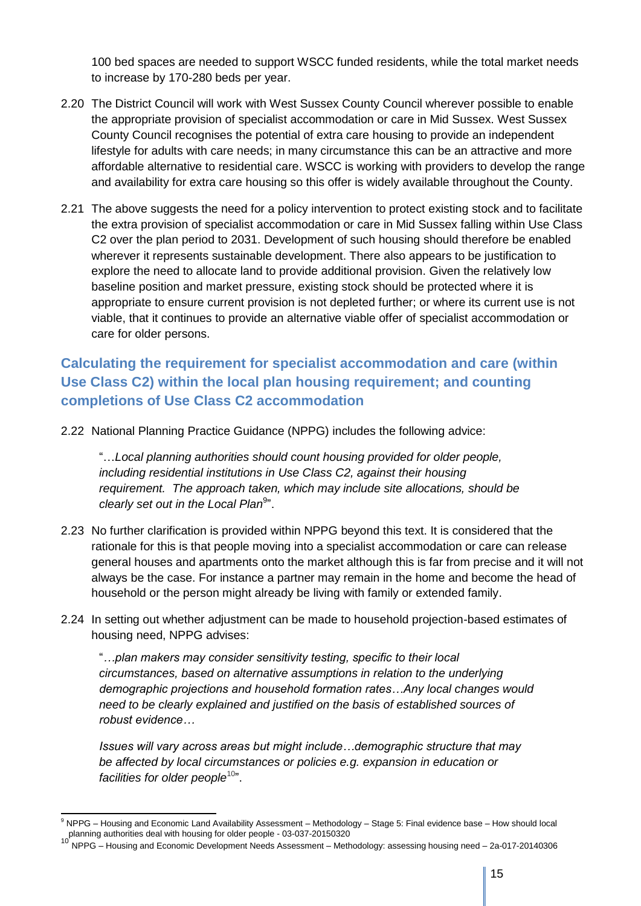100 bed spaces are needed to support WSCC funded residents, while the total market needs to increase by 170-280 beds per year.

2.20 The District Council will work with West Sussex County Council wherever possible to enable the appropriate provision of specialist accommodation or care in Mid Sussex. West Sussex County Council recognises the potential of extra care housing to provide an independent lifestyle for adults with care needs; in many circumstance this can be an attractive and more affordable alternative to residential care. WSCC is working with providers to develop the range and availability for extra care housing so this offer is widely available throughout the County.

2.21 The above suggests the need for a policy intervention to protect existing stock and to facilitate the extra provision of specialist accommodation or care in Mid Sussex falling within Use Class C2 over the plan period to 2031. Development of such housing should therefore be enabled wherever it represents sustainable development. There also appears to be justification to explore the need to allocate land to provide additional provision. Given the relatively low baseline position and market pressure, existing stock should be protected where it is appropriate to ensure current provision is not depleted further; or where its current use is not viable, that it continues to provide an alternative viable offer of specialist accommodation or care for older persons.

## Calculating the requirement for specialist accommodation and care (within Use Class C2) within the local plan housing requirement; and counting completions of Use Class C2 accommodation

2.22 National Planning Practice Guidance (NPPG) includes the following advice:

> "…*Local planning authorities should count housing provided for older people, including residential institutions in Use Class C2, against their housing requirement. The approach taken, which may include site allocations, should be clearly set out in the Local Plan*[9]".

2.23 No further clarification is provided within NPPG beyond this text. It is considered that the rationale for this is that people moving into a specialist accommodation or care can release general houses and apartments onto the market although this is far from precise and it will not always be the case. For instance a partner may remain in the home and become the head of household or the person might already be living with family or extended family.

2.24 In setting out whether adjustment can be made to household projection-based estimates of housing need, NPPG advises:

> "…*plan makers may consider sensitivity testing, specific to their local circumstances, based on alternative assumptions in relation to the underlying demographic projections and household formation rates…Any local changes would need to be clearly explained and justified on the basis of established sources of robust evidence…*
>
> *Issues will vary across areas but might include…demographic structure that may be affected by local circumstances or policies e.g. expansion in education or facilities for older people*[10]".

---

[9] NPPG – Housing and Economic Land Availability Assessment – Methodology – Stage 5: Final evidence base – How should local planning authorities deal with housing for older people - 03-037-20150320

[10] NPPG – Housing and Economic Development Needs Assessment – Methodology: assessing housing need – 2a-017-20140306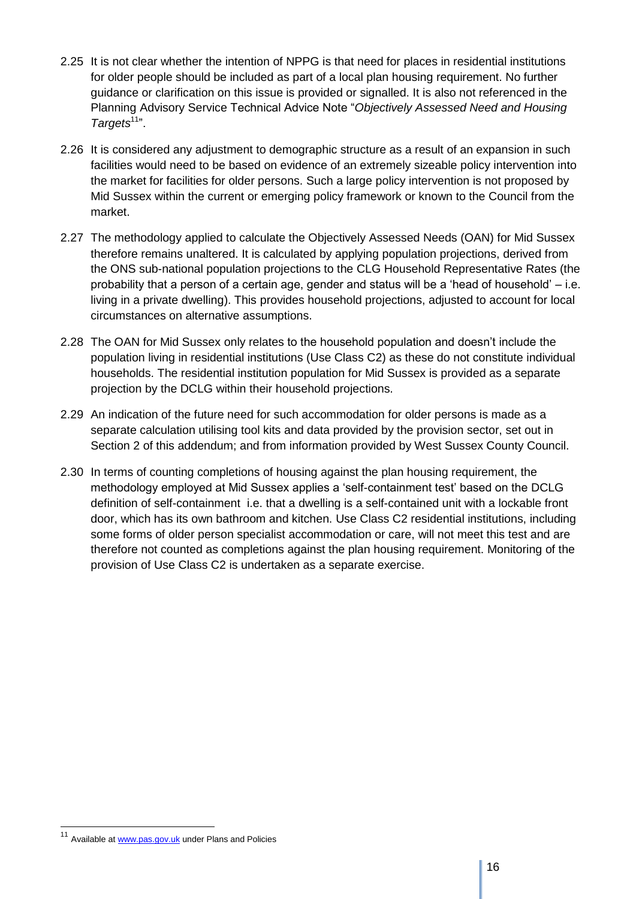2.25 It is not clear whether the intention of NPPG is that need for places in residential institutions for older people should be included as part of a local plan housing requirement. No further guidance or clarification on this issue is provided or signalled. It is also not referenced in the Planning Advisory Service Technical Advice Note "*Objectively Assessed Need and Housing Targets*[11]".

2.26 It is considered any adjustment to demographic structure as a result of an expansion in such facilities would need to be based on evidence of an extremely sizeable policy intervention into the market for facilities for older persons. Such a large policy intervention is not proposed by Mid Sussex within the current or emerging policy framework or known to the Council from the market.

2.27 The methodology applied to calculate the Objectively Assessed Needs (OAN) for Mid Sussex therefore remains unaltered. It is calculated by applying population projections, derived from the ONS sub-national population projections to the CLG Household Representative Rates (the probability that a person of a certain age, gender and status will be a 'head of household' – i.e. living in a private dwelling). This provides household projections, adjusted to account for local circumstances on alternative assumptions.

2.28 The OAN for Mid Sussex only relates to the household population and doesn't include the population living in residential institutions (Use Class C2) as these do not constitute individual households. The residential institution population for Mid Sussex is provided as a separate projection by the DCLG within their household projections.

2.29 An indication of the future need for such accommodation for older persons is made as a separate calculation utilising tool kits and data provided by the provision sector, set out in Section 2 of this addendum; and from information provided by West Sussex County Council.

2.30 In terms of counting completions of housing against the plan housing requirement, the methodology employed at Mid Sussex applies a 'self-containment test' based on the DCLG definition of self-containment i.e. that a dwelling is a self-contained unit with a lockable front door, which has its own bathroom and kitchen. Use Class C2 residential institutions, including some forms of older person specialist accommodation or care, will not meet this test and are therefore not counted as completions against the plan housing requirement. Monitoring of the provision of Use Class C2 is undertaken as a separate exercise.

[11] Available at www.pas.gov.uk under Plans and Policies